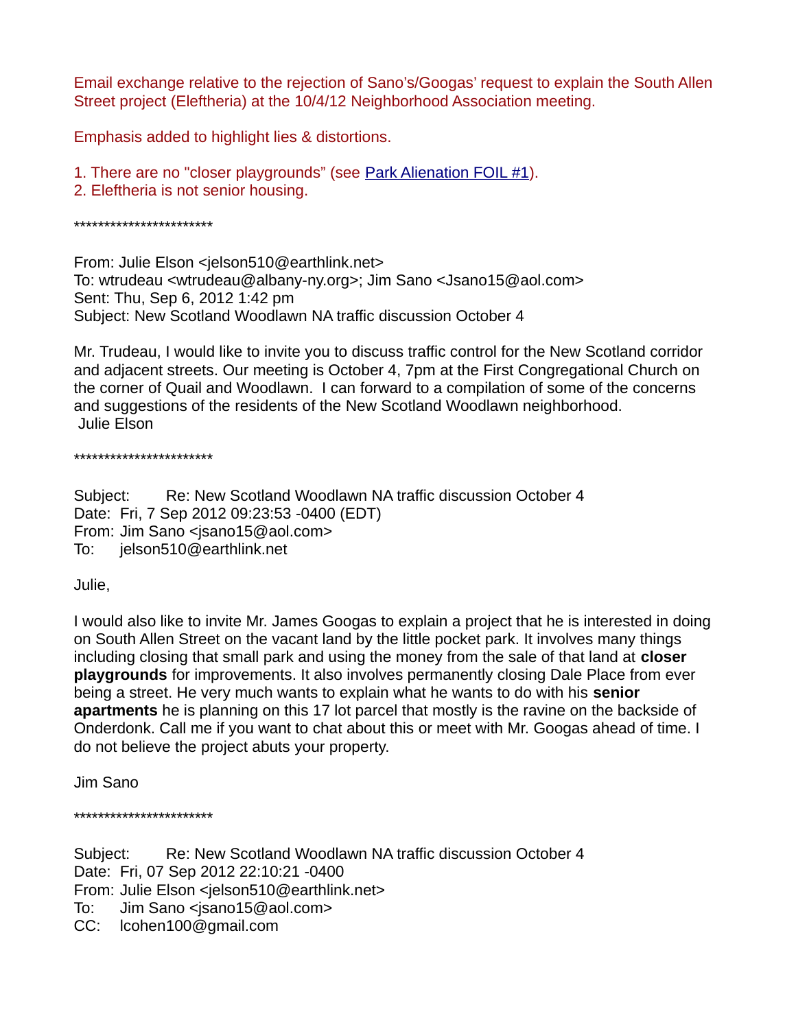Email exchange relative to the rejection of Sano's/Googas' request to explain the South Allen Street project (Eleftheria) at the 10/4/12 Neighborhood Association meeting.

Emphasis added to highlight lies & distortions.

1. There are no "closer playgrounds" (see [Park Alienation FOIL #1](#)).
2. Eleftheria is not senior housing.

***********************

From: Julie Elson <jelson510@earthlink.net>
To: wtrudeau <wtrudeau@albany-ny.org>; Jim Sano <Jsano15@aol.com>
Sent: Thu, Sep 6, 2012 1:42 pm
Subject: New Scotland Woodlawn NA traffic discussion October 4

Mr. Trudeau, I would like to invite you to discuss traffic control for the New Scotland corridor and adjacent streets. Our meeting is October 4, 7pm at the First Congregational Church on the corner of Quail and Woodlawn. I can forward to a compilation of some of the concerns and suggestions of the residents of the New Scotland Woodlawn neighborhood.
Julie Elson

***********************

Subject: Re: New Scotland Woodlawn NA traffic discussion October 4
Date: Fri, 7 Sep 2012 09:23:53 -0400 (EDT)
From: Jim Sano <jsano15@aol.com>
To: jelson510@earthlink.net

Julie,

I would also like to invite Mr. James Googas to explain a project that he is interested in doing on South Allen Street on the vacant land by the little pocket park. It involves many things including closing that small park and using the money from the sale of that land at **closer playgrounds** for improvements. It also involves permanently closing Dale Place from ever being a street. He very much wants to explain what he wants to do with his **senior apartments** he is planning on this 17 lot parcel that mostly is the ravine on the backside of Onderdonk. Call me if you want to chat about this or meet with Mr. Googas ahead of time. I do not believe the project abuts your property.

Jim Sano

***********************

Subject: Re: New Scotland Woodlawn NA traffic discussion October 4
Date: Fri, 07 Sep 2012 22:10:21 -0400
From: Julie Elson <jelson510@earthlink.net>
To: Jim Sano <jsano15@aol.com>
CC: lcohen100@gmail.com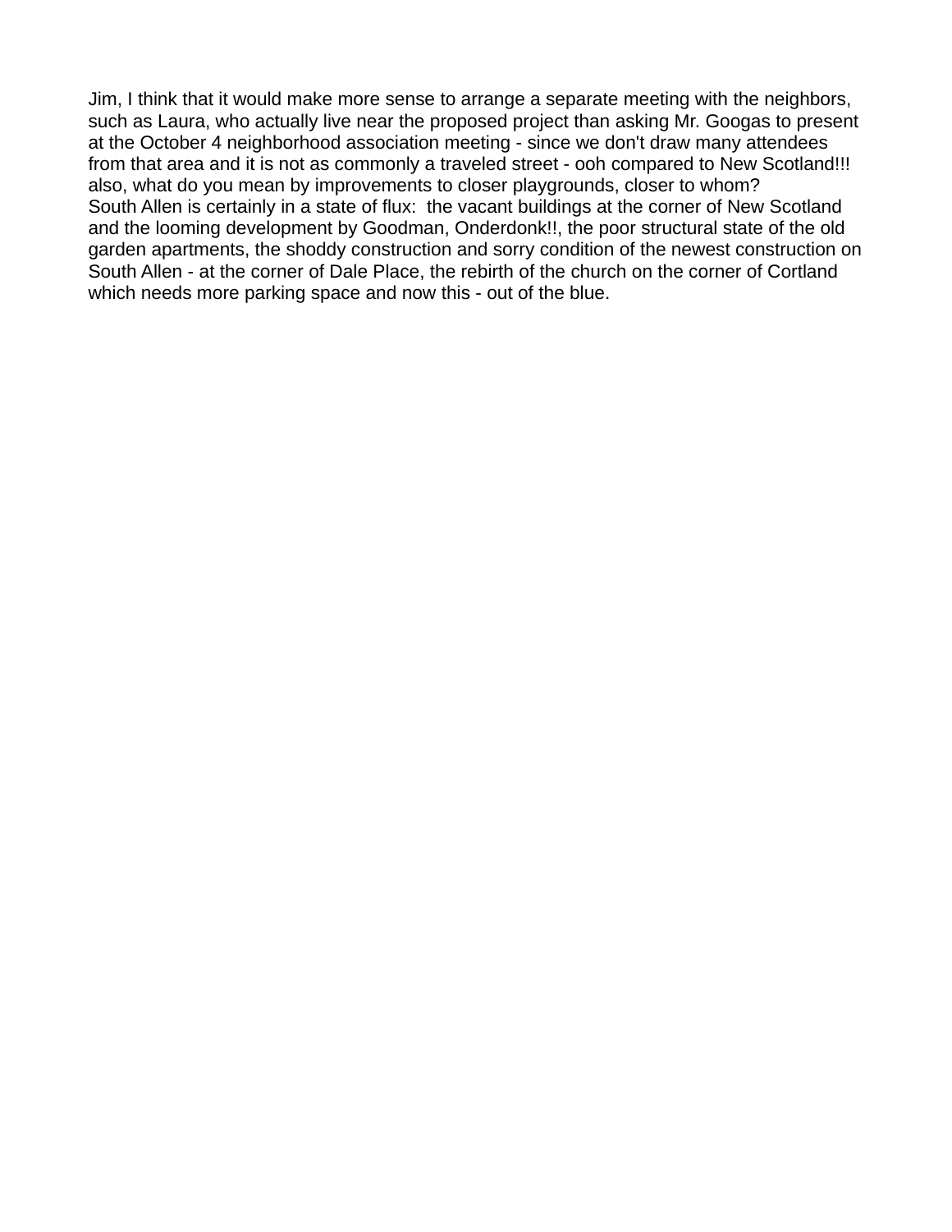Jim, I think that it would make more sense to arrange a separate meeting with the neighbors, such as Laura, who actually live near the proposed project than asking Mr. Googas to present at the October 4 neighborhood association meeting - since we don't draw many attendees from that area and it is not as commonly a traveled street - ooh compared to New Scotland!!! also, what do you mean by improvements to closer playgrounds, closer to whom?
South Allen is certainly in a state of flux: the vacant buildings at the corner of New Scotland and the looming development by Goodman, Onderdonk!!, the poor structural state of the old garden apartments, the shoddy construction and sorry condition of the newest construction on South Allen - at the corner of Dale Place, the rebirth of the church on the corner of Cortland which needs more parking space and now this - out of the blue.